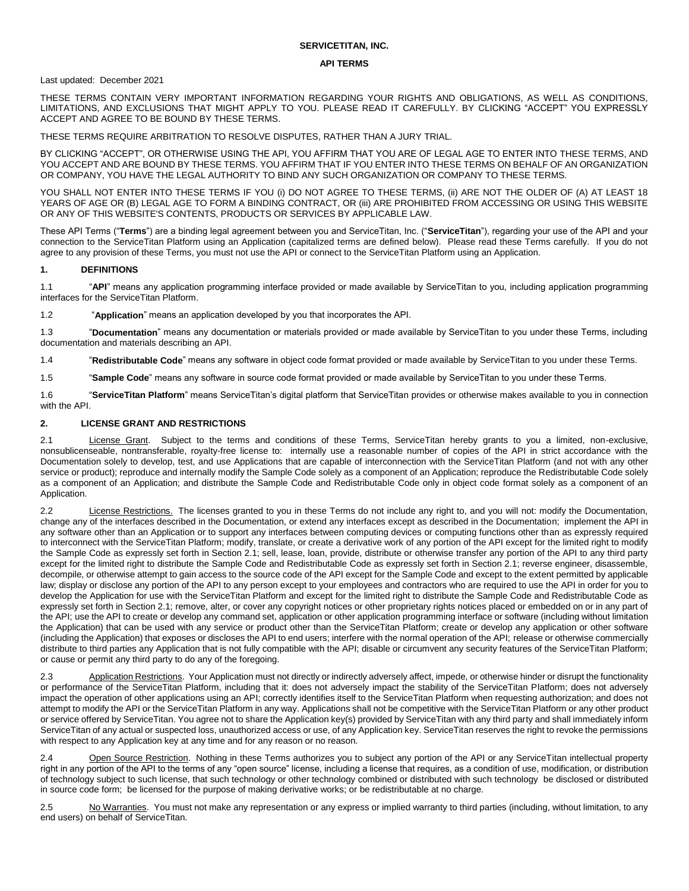**SERVICETITAN, INC.**

**API TERMS**

Last updated: December 2021

THESE TERMS CONTAIN VERY IMPORTANT INFORMATION REGARDING YOUR RIGHTS AND OBLIGATIONS, AS WELL AS CONDITIONS, LIMITATIONS, AND EXCLUSIONS THAT MIGHT APPLY TO YOU. PLEASE READ IT CAREFULLY. BY CLICKING "ACCEPT" YOU EXPRESSLY ACCEPT AND AGREE TO BE BOUND BY THESE TERMS.

THESE TERMS REQUIRE ARBITRATION TO RESOLVE DISPUTES, RATHER THAN A JURY TRIAL.

BY CLICKING "ACCEPT", OR OTHERWISE USING THE API, YOU AFFIRM THAT YOU ARE OF LEGAL AGE TO ENTER INTO THESE TERMS, AND YOU ACCEPT AND ARE BOUND BY THESE TERMS. YOU AFFIRM THAT IF YOU ENTER INTO THESE TERMS ON BEHALF OF AN ORGANIZATION OR COMPANY, YOU HAVE THE LEGAL AUTHORITY TO BIND ANY SUCH ORGANIZATION OR COMPANY TO THESE TERMS.

YOU SHALL NOT ENTER INTO THESE TERMS IF YOU (i) DO NOT AGREE TO THESE TERMS, (ii) ARE NOT THE OLDER OF (A) AT LEAST 18 YEARS OF AGE OR (B) LEGAL AGE TO FORM A BINDING CONTRACT, OR (iii) ARE PROHIBITED FROM ACCESSING OR USING THIS WEBSITE OR ANY OF THIS WEBSITE'S CONTENTS, PRODUCTS OR SERVICES BY APPLICABLE LAW.

These API Terms ("**Terms**") are a binding legal agreement between you and ServiceTitan, Inc. ("**ServiceTitan**"), regarding your use of the API and your connection to the ServiceTitan Platform using an Application (capitalized terms are defined below). Please read these Terms carefully. If you do not agree to any provision of these Terms, you must not use the API or connect to the ServiceTitan Platform using an Application.

## 1. DEFINITIONS

1.1 "**API**" means any application programming interface provided or made available by ServiceTitan to you, including application programming interfaces for the ServiceTitan Platform.

1.2 "**Application**" means an application developed by you that incorporates the API.

1.3 "**Documentation**" means any documentation or materials provided or made available by ServiceTitan to you under these Terms, including documentation and materials describing an API.

1.4 "**Redistributable Code**" means any software in object code format provided or made available by ServiceTitan to you under these Terms.

1.5 "**Sample Code**" means any software in source code format provided or made available by ServiceTitan to you under these Terms.

1.6 "**ServiceTitan Platform**" means ServiceTitan's digital platform that ServiceTitan provides or otherwise makes available to you in connection with the API.

## 2. LICENSE GRANT AND RESTRICTIONS

2.1 License Grant. Subject to the terms and conditions of these Terms, ServiceTitan hereby grants to you a limited, non-exclusive, nonsublicenseable, nontransferable, royalty-free license to: internally use a reasonable number of copies of the API in strict accordance with the Documentation solely to develop, test, and use Applications that are capable of interconnection with the ServiceTitan Platform (and not with any other service or product); reproduce and internally modify the Sample Code solely as a component of an Application; reproduce the Redistributable Code solely as a component of an Application; and distribute the Sample Code and Redistributable Code only in object code format solely as a component of an Application.

2.2 License Restrictions. The licenses granted to you in these Terms do not include any right to, and you will not: modify the Documentation, change any of the interfaces described in the Documentation, or extend any interfaces except as described in the Documentation; implement the API in any software other than an Application or to support any interfaces between computing devices or computing functions other than as expressly required to interconnect with the ServiceTitan Platform; modify, translate, or create a derivative work of any portion of the API except for the limited right to modify the Sample Code as expressly set forth in Section 2.1; sell, lease, loan, provide, distribute or otherwise transfer any portion of the API to any third party except for the limited right to distribute the Sample Code and Redistributable Code as expressly set forth in Section 2.1; reverse engineer, disassemble, decompile, or otherwise attempt to gain access to the source code of the API except for the Sample Code and except to the extent permitted by applicable law; display or disclose any portion of the API to any person except to your employees and contractors who are required to use the API in order for you to develop the Application for use with the ServiceTitan Platform and except for the limited right to distribute the Sample Code and Redistributable Code as expressly set forth in Section 2.1; remove, alter, or cover any copyright notices or other proprietary rights notices placed or embedded on or in any part of the API; use the API to create or develop any command set, application or other application programming interface or software (including without limitation the Application) that can be used with any service or product other than the ServiceTitan Platform; create or develop any application or other software (including the Application) that exposes or discloses the API to end users; interfere with the normal operation of the API; release or otherwise commercially distribute to third parties any Application that is not fully compatible with the API; disable or circumvent any security features of the ServiceTitan Platform; or cause or permit any third party to do any of the foregoing.

2.3 Application Restrictions. Your Application must not directly or indirectly adversely affect, impede, or otherwise hinder or disrupt the functionality or performance of the ServiceTitan Platform, including that it: does not adversely impact the stability of the ServiceTitan Platform; does not adversely impact the operation of other applications using an API; correctly identifies itself to the ServiceTitan Platform when requesting authorization; and does not attempt to modify the API or the ServiceTitan Platform in any way. Applications shall not be competitive with the ServiceTitan Platform or any other product or service offered by ServiceTitan. You agree not to share the Application key(s) provided by ServiceTitan with any third party and shall immediately inform ServiceTitan of any actual or suspected loss, unauthorized access or use, of any Application key. ServiceTitan reserves the right to revoke the permissions with respect to any Application key at any time and for any reason or no reason.

2.4 Open Source Restriction. Nothing in these Terms authorizes you to subject any portion of the API or any ServiceTitan intellectual property right in any portion of the API to the terms of any "open source" license, including a license that requires, as a condition of use, modification, or distribution of technology subject to such license, that such technology or other technology combined or distributed with such technology be disclosed or distributed in source code form; be licensed for the purpose of making derivative works; or be redistributable at no charge.

2.5 No Warranties. You must not make any representation or any express or implied warranty to third parties (including, without limitation, to any end users) on behalf of ServiceTitan.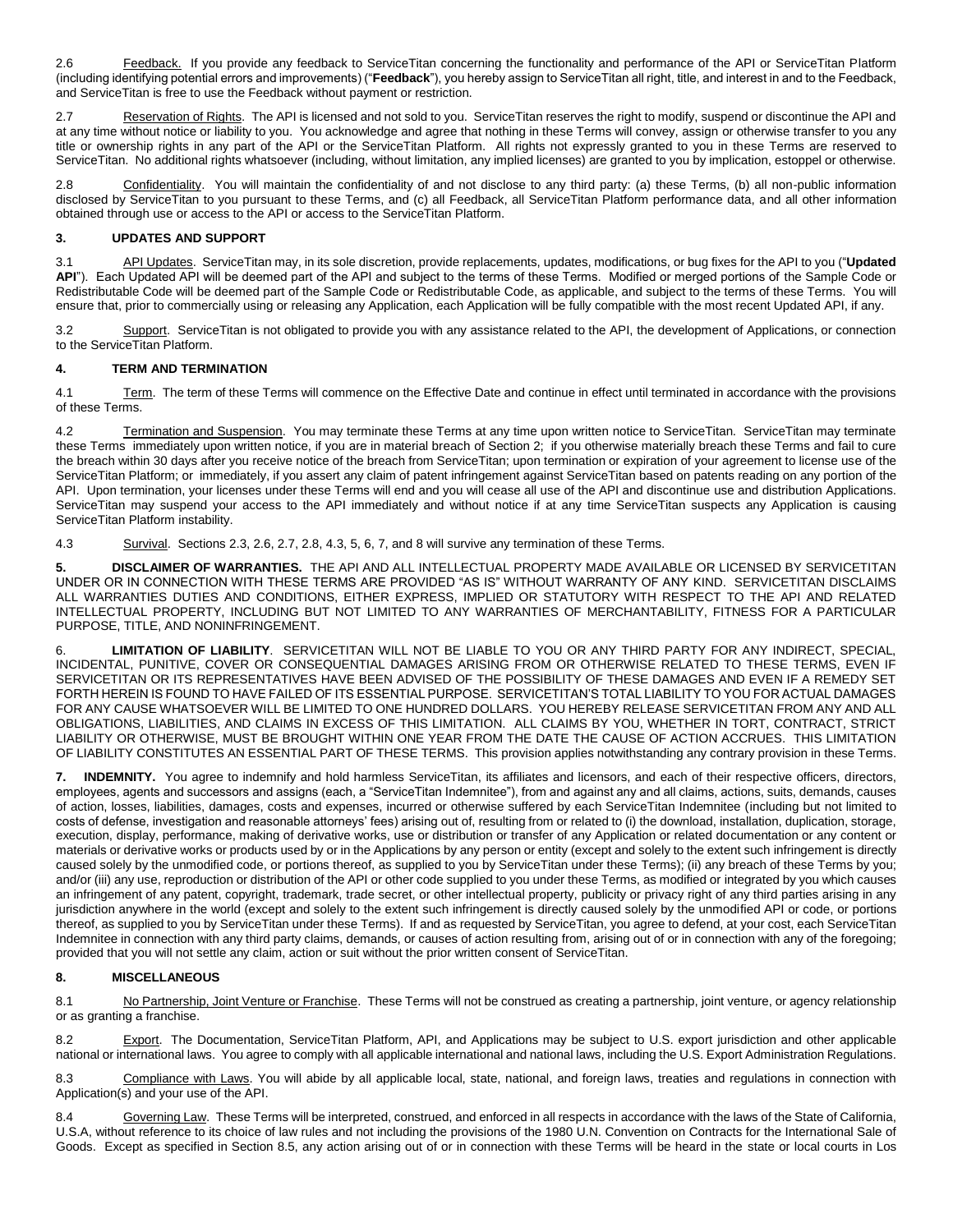2.6 Feedback. If you provide any feedback to ServiceTitan concerning the functionality and performance of the API or ServiceTitan Platform (including identifying potential errors and improvements) ("**Feedback**"), you hereby assign to ServiceTitan all right, title, and interest in and to the Feedback, and ServiceTitan is free to use the Feedback without payment or restriction.

2.7 Reservation of Rights. The API is licensed and not sold to you. ServiceTitan reserves the right to modify, suspend or discontinue the API and at any time without notice or liability to you. You acknowledge and agree that nothing in these Terms will convey, assign or otherwise transfer to you any title or ownership rights in any part of the API or the ServiceTitan Platform. All rights not expressly granted to you in these Terms are reserved to ServiceTitan. No additional rights whatsoever (including, without limitation, any implied licenses) are granted to you by implication, estoppel or otherwise.

2.8 Confidentiality. You will maintain the confidentiality of and not disclose to any third party: (a) these Terms, (b) all non-public information disclosed by ServiceTitan to you pursuant to these Terms, and (c) all Feedback, all ServiceTitan Platform performance data, and all other information obtained through use or access to the API or access to the ServiceTitan Platform.

### 3. UPDATES AND SUPPORT

3.1 API Updates. ServiceTitan may, in its sole discretion, provide replacements, updates, modifications, or bug fixes for the API to you ("**Updated API**"). Each Updated API will be deemed part of the API and subject to the terms of these Terms. Modified or merged portions of the Sample Code or Redistributable Code will be deemed part of the Sample Code or Redistributable Code, as applicable, and subject to the terms of these Terms. You will ensure that, prior to commercially using or releasing any Application, each Application will be fully compatible with the most recent Updated API, if any.

3.2 Support. ServiceTitan is not obligated to provide you with any assistance related to the API, the development of Applications, or connection to the ServiceTitan Platform.

### 4. TERM AND TERMINATION

4.1 Term. The term of these Terms will commence on the Effective Date and continue in effect until terminated in accordance with the provisions of these Terms.

4.2 Termination and Suspension. You may terminate these Terms at any time upon written notice to ServiceTitan. ServiceTitan may terminate these Terms immediately upon written notice, if you are in material breach of Section 2; if you otherwise materially breach these Terms and fail to cure the breach within 30 days after you receive notice of the breach from ServiceTitan; upon termination or expiration of your agreement to license use of the ServiceTitan Platform; or immediately, if you assert any claim of patent infringement against ServiceTitan based on patents reading on any portion of the API. Upon termination, your licenses under these Terms will end and you will cease all use of the API and discontinue use and distribution Applications. ServiceTitan may suspend your access to the API immediately and without notice if at any time ServiceTitan suspects any Application is causing ServiceTitan Platform instability.

4.3 Survival. Sections 2.3, 2.6, 2.7, 2.8, 4.3, 5, 6, 7, and 8 will survive any termination of these Terms.

**5. DISCLAIMER OF WARRANTIES.** THE API AND ALL INTELLECTUAL PROPERTY MADE AVAILABLE OR LICENSED BY SERVICETITAN UNDER OR IN CONNECTION WITH THESE TERMS ARE PROVIDED "AS IS" WITHOUT WARRANTY OF ANY KIND. SERVICETITAN DISCLAIMS ALL WARRANTIES DUTIES AND CONDITIONS, EITHER EXPRESS, IMPLIED OR STATUTORY WITH RESPECT TO THE API AND RELATED INTELLECTUAL PROPERTY, INCLUDING BUT NOT LIMITED TO ANY WARRANTIES OF MERCHANTABILITY, FITNESS FOR A PARTICULAR PURPOSE, TITLE, AND NONINFRINGEMENT.

6. **LIMITATION OF LIABILITY**. SERVICETITAN WILL NOT BE LIABLE TO YOU OR ANY THIRD PARTY FOR ANY INDIRECT, SPECIAL, INCIDENTAL, PUNITIVE, COVER OR CONSEQUENTIAL DAMAGES ARISING FROM OR OTHERWISE RELATED TO THESE TERMS, EVEN IF SERVICETITAN OR ITS REPRESENTATIVES HAVE BEEN ADVISED OF THE POSSIBILITY OF THESE DAMAGES AND EVEN IF A REMEDY SET FORTH HEREIN IS FOUND TO HAVE FAILED OF ITS ESSENTIAL PURPOSE. SERVICETITAN'S TOTAL LIABILITY TO YOU FOR ACTUAL DAMAGES FOR ANY CAUSE WHATSOEVER WILL BE LIMITED TO ONE HUNDRED DOLLARS. YOU HEREBY RELEASE SERVICETITAN FROM ANY AND ALL OBLIGATIONS, LIABILITIES, AND CLAIMS IN EXCESS OF THIS LIMITATION. ALL CLAIMS BY YOU, WHETHER IN TORT, CONTRACT, STRICT LIABILITY OR OTHERWISE, MUST BE BROUGHT WITHIN ONE YEAR FROM THE DATE THE CAUSE OF ACTION ACCRUES. THIS LIMITATION OF LIABILITY CONSTITUTES AN ESSENTIAL PART OF THESE TERMS. This provision applies notwithstanding any contrary provision in these Terms.

**7. INDEMNITY.** You agree to indemnify and hold harmless ServiceTitan, its affiliates and licensors, and each of their respective officers, directors, employees, agents and successors and assigns (each, a "ServiceTitan Indemnitee"), from and against any and all claims, actions, suits, demands, causes of action, losses, liabilities, damages, costs and expenses, incurred or otherwise suffered by each ServiceTitan Indemnitee (including but not limited to costs of defense, investigation and reasonable attorneys' fees) arising out of, resulting from or related to (i) the download, installation, duplication, storage, execution, display, performance, making of derivative works, use or distribution or transfer of any Application or related documentation or any content or materials or derivative works or products used by or in the Applications by any person or entity (except and solely to the extent such infringement is directly caused solely by the unmodified code, or portions thereof, as supplied to you by ServiceTitan under these Terms); (ii) any breach of these Terms by you; and/or (iii) any use, reproduction or distribution of the API or other code supplied to you under these Terms, as modified or integrated by you which causes an infringement of any patent, copyright, trademark, trade secret, or other intellectual property, publicity or privacy right of any third parties arising in any jurisdiction anywhere in the world (except and solely to the extent such infringement is directly caused solely by the unmodified API or code, or portions thereof, as supplied to you by ServiceTitan under these Terms). If and as requested by ServiceTitan, you agree to defend, at your cost, each ServiceTitan Indemnitee in connection with any third party claims, demands, or causes of action resulting from, arising out of or in connection with any of the foregoing; provided that you will not settle any claim, action or suit without the prior written consent of ServiceTitan.

### 8. MISCELLANEOUS

8.1 No Partnership, Joint Venture or Franchise. These Terms will not be construed as creating a partnership, joint venture, or agency relationship or as granting a franchise.

8.2 Export. The Documentation, ServiceTitan Platform, API, and Applications may be subject to U.S. export jurisdiction and other applicable national or international laws. You agree to comply with all applicable international and national laws, including the U.S. Export Administration Regulations.

8.3 Compliance with Laws. You will abide by all applicable local, state, national, and foreign laws, treaties and regulations in connection with Application(s) and your use of the API.

8.4 Governing Law. These Terms will be interpreted, construed, and enforced in all respects in accordance with the laws of the State of California, U.S.A, without reference to its choice of law rules and not including the provisions of the 1980 U.N. Convention on Contracts for the International Sale of Goods. Except as specified in Section 8.5, any action arising out of or in connection with these Terms will be heard in the state or local courts in Los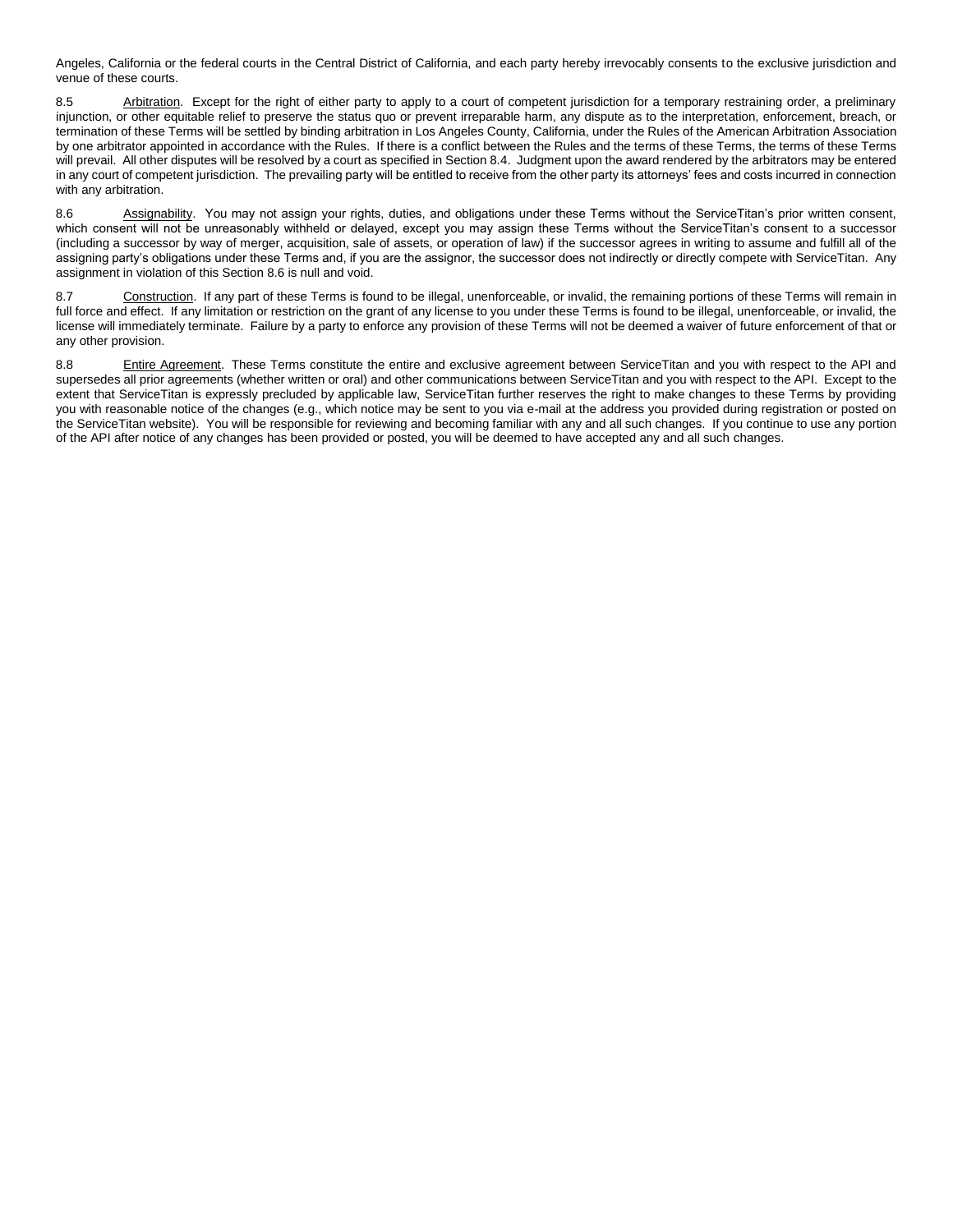Angeles, California or the federal courts in the Central District of California, and each party hereby irrevocably consents to the exclusive jurisdiction and venue of these courts.

8.5 Arbitration. Except for the right of either party to apply to a court of competent jurisdiction for a temporary restraining order, a preliminary injunction, or other equitable relief to preserve the status quo or prevent irreparable harm, any dispute as to the interpretation, enforcement, breach, or termination of these Terms will be settled by binding arbitration in Los Angeles County, California, under the Rules of the American Arbitration Association by one arbitrator appointed in accordance with the Rules. If there is a conflict between the Rules and the terms of these Terms, the terms of these Terms will prevail. All other disputes will be resolved by a court as specified in Section 8.4. Judgment upon the award rendered by the arbitrators may be entered in any court of competent jurisdiction. The prevailing party will be entitled to receive from the other party its attorneys' fees and costs incurred in connection with any arbitration.

8.6 Assignability. You may not assign your rights, duties, and obligations under these Terms without the ServiceTitan's prior written consent, which consent will not be unreasonably withheld or delayed, except you may assign these Terms without the ServiceTitan's consent to a successor (including a successor by way of merger, acquisition, sale of assets, or operation of law) if the successor agrees in writing to assume and fulfill all of the assigning party's obligations under these Terms and, if you are the assignor, the successor does not indirectly or directly compete with ServiceTitan. Any assignment in violation of this Section 8.6 is null and void.

8.7 Construction. If any part of these Terms is found to be illegal, unenforceable, or invalid, the remaining portions of these Terms will remain in full force and effect. If any limitation or restriction on the grant of any license to you under these Terms is found to be illegal, unenforceable, or invalid, the license will immediately terminate. Failure by a party to enforce any provision of these Terms will not be deemed a waiver of future enforcement of that or any other provision.

8.8 Entire Agreement. These Terms constitute the entire and exclusive agreement between ServiceTitan and you with respect to the API and supersedes all prior agreements (whether written or oral) and other communications between ServiceTitan and you with respect to the API. Except to the extent that ServiceTitan is expressly precluded by applicable law, ServiceTitan further reserves the right to make changes to these Terms by providing you with reasonable notice of the changes (e.g., which notice may be sent to you via e-mail at the address you provided during registration or posted on the ServiceTitan website). You will be responsible for reviewing and becoming familiar with any and all such changes. If you continue to use any portion of the API after notice of any changes has been provided or posted, you will be deemed to have accepted any and all such changes.